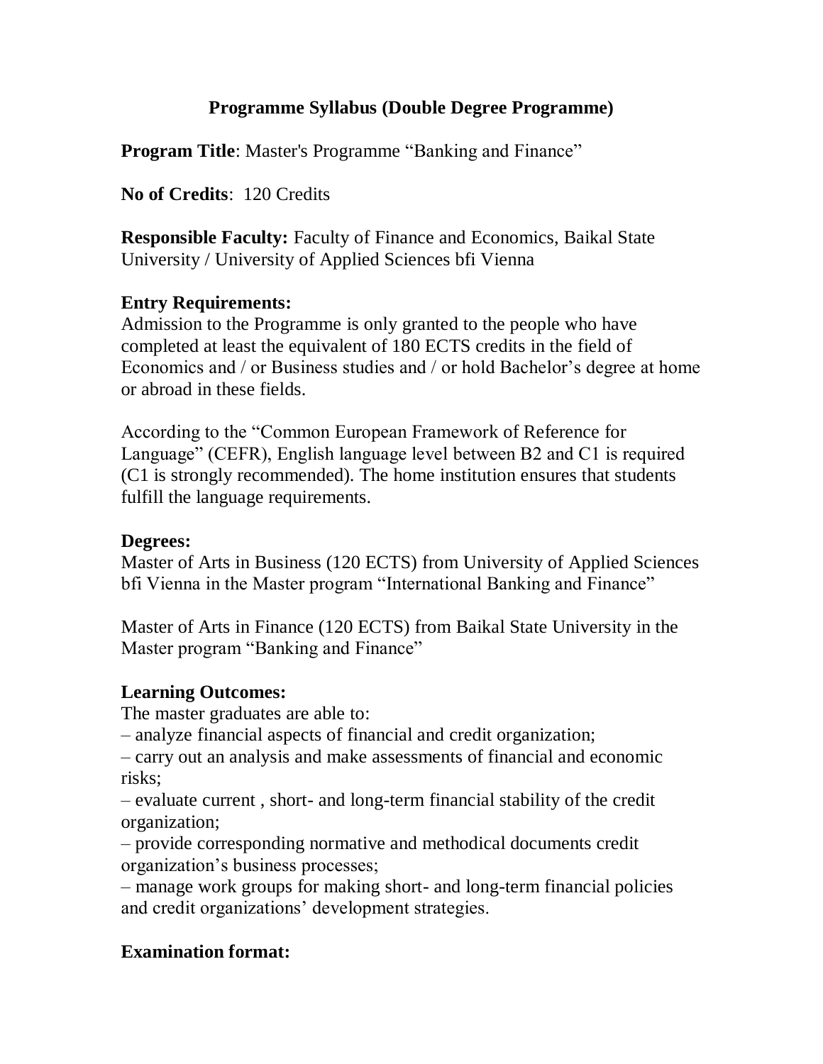# Programme Syllabus (Double Degree Programme)

**Program Title**: Master's Programme "Banking and Finance"

**No of Credits**: 120 Credits

**Responsible Faculty:** Faculty of Finance and Economics, Baikal State University / University of Applied Sciences bfi Vienna

**Entry Requirements:**

Admission to the Programme is only granted to the people who have completed at least the equivalent of 180 ECTS credits in the field of Economics and / or Business studies and / or hold Bachelor's degree at home or abroad in these fields.

According to the "Common European Framework of Reference for Language" (CEFR), English language level between B2 and C1 is required (C1 is strongly recommended). The home institution ensures that students fulfill the language requirements.

**Degrees:**

Master of Arts in Business (120 ECTS) from University of Applied Sciences bfi Vienna in the Master program "International Banking and Finance"

Master of Arts in Finance (120 ECTS) from Baikal State University in the Master program "Banking and Finance"

**Learning Outcomes:**

The master graduates are able to:

– analyze financial aspects of financial and credit organization;

– carry out an analysis and make assessments of financial and economic risks;

– evaluate current , short- and long-term financial stability of the credit organization;

– provide corresponding normative and methodical documents credit organization's business processes;

– manage work groups for making short- and long-term financial policies and credit organizations' development strategies.

**Examination format:**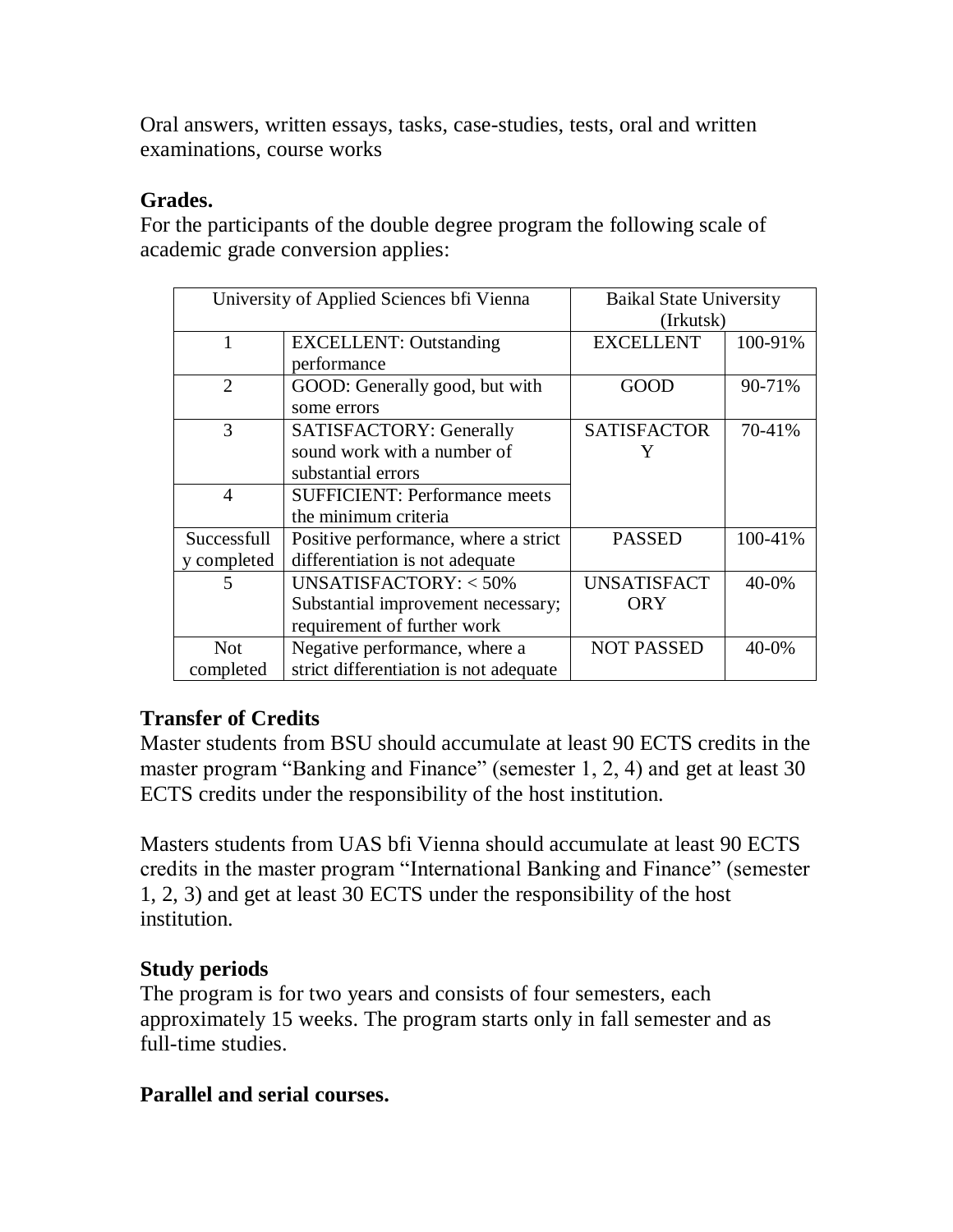Oral answers, written essays, tasks, case-studies, tests, oral and written examinations, course works

**Grades.**

For the participants of the double degree program the following scale of academic grade conversion applies:

| University of Applied Sciences bfi Vienna | | Baikal State University (Irkutsk) | |
|---|---|---|---|
| 1 | EXCELLENT: Outstanding performance | EXCELLENT | 100-91% |
| 2 | GOOD: Generally good, but with some errors | GOOD | 90-71% |
| 3 | SATISFACTORY: Generally sound work with a number of substantial errors | SATISFACTORY | 70-41% |
| 4 | SUFFICIENT: Performance meets the minimum criteria | | |
| Successfully completed | Positive performance, where a strict differentiation is not adequate | PASSED | 100-41% |
| 5 | UNSATISFACTORY: < 50% Substantial improvement necessary; requirement of further work | UNSATISFACTORY | 40-0% |
| Not completed | Negative performance, where a strict differentiation is not adequate | NOT PASSED | 40-0% |

**Transfer of Credits**

Master students from BSU should accumulate at least 90 ECTS credits in the master program “Banking and Finance” (semester 1, 2, 4) and get at least 30 ECTS credits under the responsibility of the host institution.

Masters students from UAS bfi Vienna should accumulate at least 90 ECTS credits in the master program “International Banking and Finance” (semester 1, 2, 3) and get at least 30 ECTS under the responsibility of the host institution.

**Study periods**

The program is for two years and consists of four semesters, each approximately 15 weeks. The program starts only in fall semester and as full-time studies.

**Parallel and serial courses.**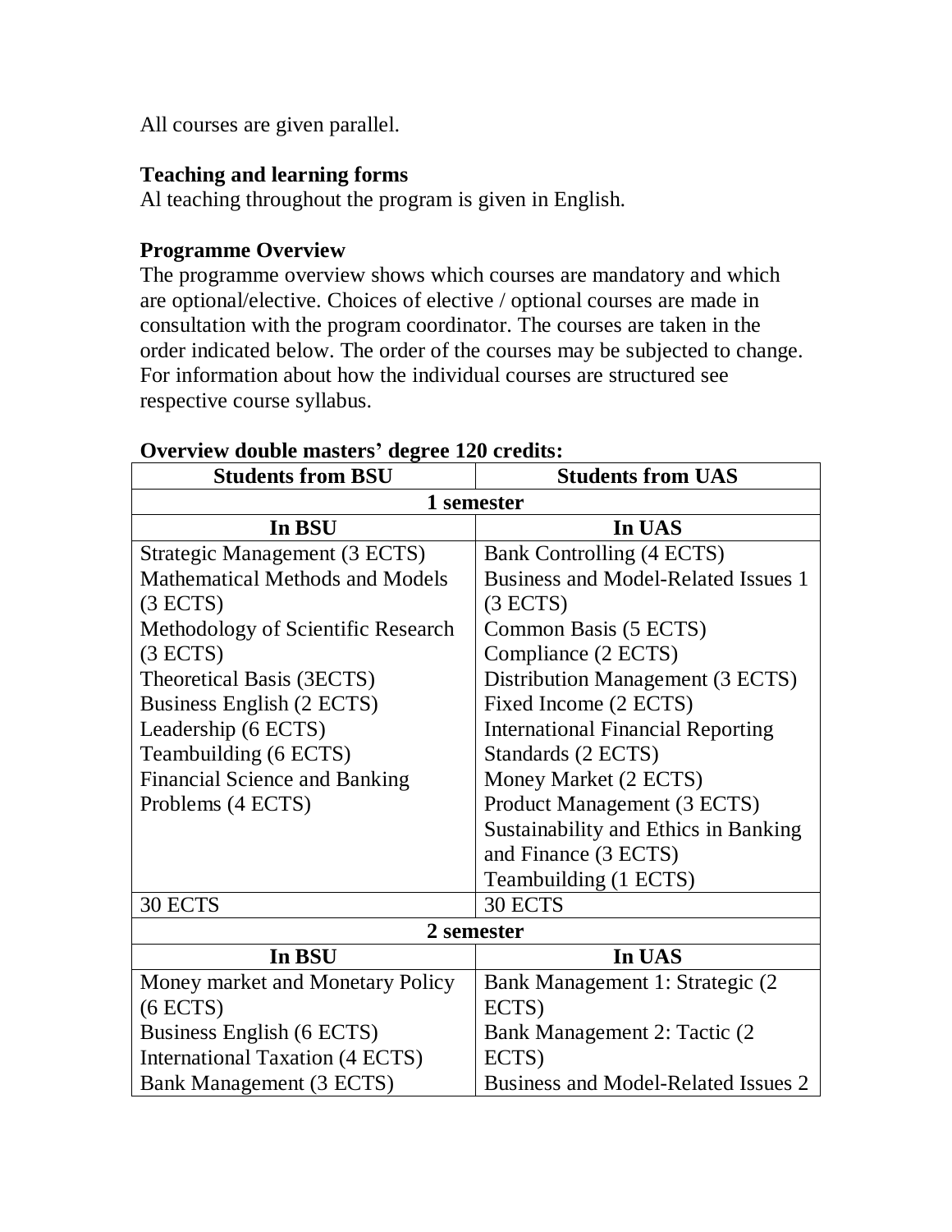All courses are given parallel.

**Teaching and learning forms**

Al teaching throughout the program is given in English.

**Programme Overview**

The programme overview shows which courses are mandatory and which are optional/elective. Choices of elective / optional courses are made in consultation with the program coordinator. The courses are taken in the order indicated below. The order of the courses may be subjected to change. For information about how the individual courses are structured see respective course syllabus.

**Overview double masters' degree 120 credits:**

| **Students from BSU** | **Students from UAS** |
|---|---|
| **1 semester** | |
| **In BSU** | **In UAS** |
| Strategic Management (3 ECTS)<br>Mathematical Methods and Models (3 ECTS)<br>Methodology of Scientific Research (3 ECTS)<br>Theoretical Basis (3ECTS)<br>Business English (2 ECTS)<br>Leadership (6 ECTS)<br>Teambuilding (6 ECTS)<br>Financial Science and Banking Problems (4 ECTS) | Bank Controlling (4 ECTS)<br>Business and Model-Related Issues 1 (3 ECTS)<br>Common Basis (5 ECTS)<br>Compliance (2 ECTS)<br>Distribution Management (3 ECTS)<br>Fixed Income (2 ECTS)<br>International Financial Reporting Standards (2 ECTS)<br>Money Market (2 ECTS)<br>Product Management (3 ECTS)<br>Sustainability and Ethics in Banking and Finance (3 ECTS)<br>Teambuilding (1 ECTS) |
| 30 ECTS | 30 ECTS |
| **2 semester** | |
| **In BSU** | **In UAS** |
| Money market and Monetary Policy (6 ECTS)<br>Business English (6 ECTS)<br>International Taxation (4 ECTS)<br>Bank Management (3 ECTS) | Bank Management 1: Strategic (2 ECTS)<br>Bank Management 2: Tactic (2 ECTS)<br>Business and Model-Related Issues 2 |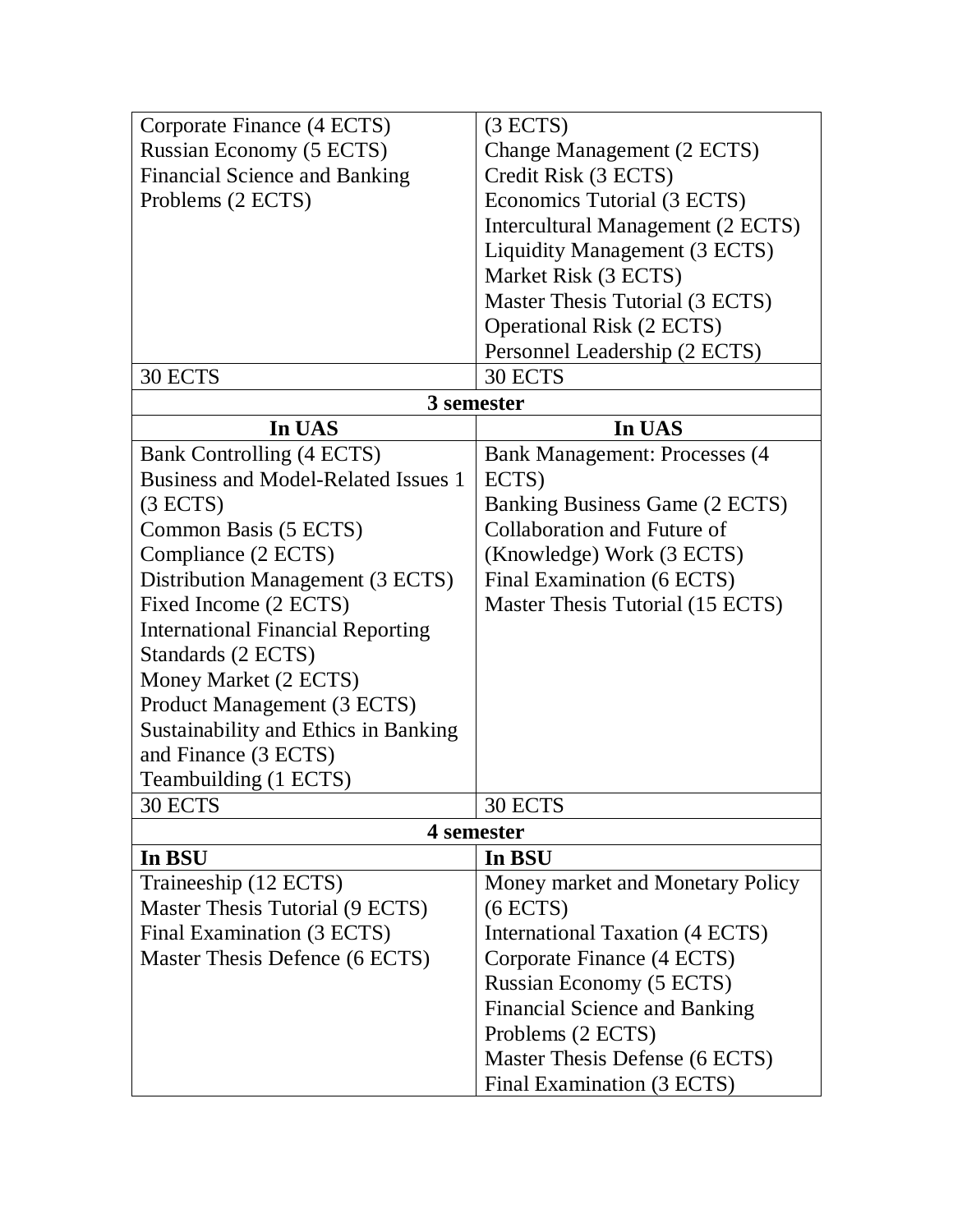| | |
|---|---|
| Corporate Finance (4 ECTS)<br>Russian Economy (5 ECTS)<br>Financial Science and Banking Problems (2 ECTS) | (3 ECTS)<br>Change Management (2 ECTS)<br>Credit Risk (3 ECTS)<br>Economics Tutorial (3 ECTS)<br>Intercultural Management (2 ECTS)<br>Liquidity Management (3 ECTS)<br>Market Risk (3 ECTS)<br>Master Thesis Tutorial (3 ECTS)<br>Operational Risk (2 ECTS)<br>Personnel Leadership (2 ECTS) |
| 30 ECTS | 30 ECTS |
| **3 semester** | |
| **In UAS** | **In UAS** |
| Bank Controlling (4 ECTS)<br>Business and Model-Related Issues 1 (3 ECTS)<br>Common Basis (5 ECTS)<br>Compliance (2 ECTS)<br>Distribution Management (3 ECTS)<br>Fixed Income (2 ECTS)<br>International Financial Reporting Standards (2 ECTS)<br>Money Market (2 ECTS)<br>Product Management (3 ECTS)<br>Sustainability and Ethics in Banking and Finance (3 ECTS)<br>Teambuilding (1 ECTS) | Bank Management: Processes (4 ECTS)<br>Banking Business Game (2 ECTS)<br>Collaboration and Future of (Knowledge) Work (3 ECTS)<br>Final Examination (6 ECTS)<br>Master Thesis Tutorial (15 ECTS) |
| 30 ECTS | 30 ECTS |
| **4 semester** | |
| **In BSU** | **In BSU** |
| Traineeship (12 ECTS)<br>Master Thesis Tutorial (9 ECTS)<br>Final Examination (3 ECTS)<br>Master Thesis Defence (6 ECTS) | Money market and Monetary Policy (6 ECTS)<br>International Taxation (4 ECTS)<br>Corporate Finance (4 ECTS)<br>Russian Economy (5 ECTS)<br>Financial Science and Banking Problems (2 ECTS)<br>Master Thesis Defense (6 ECTS)<br>Final Examination (3 ECTS) |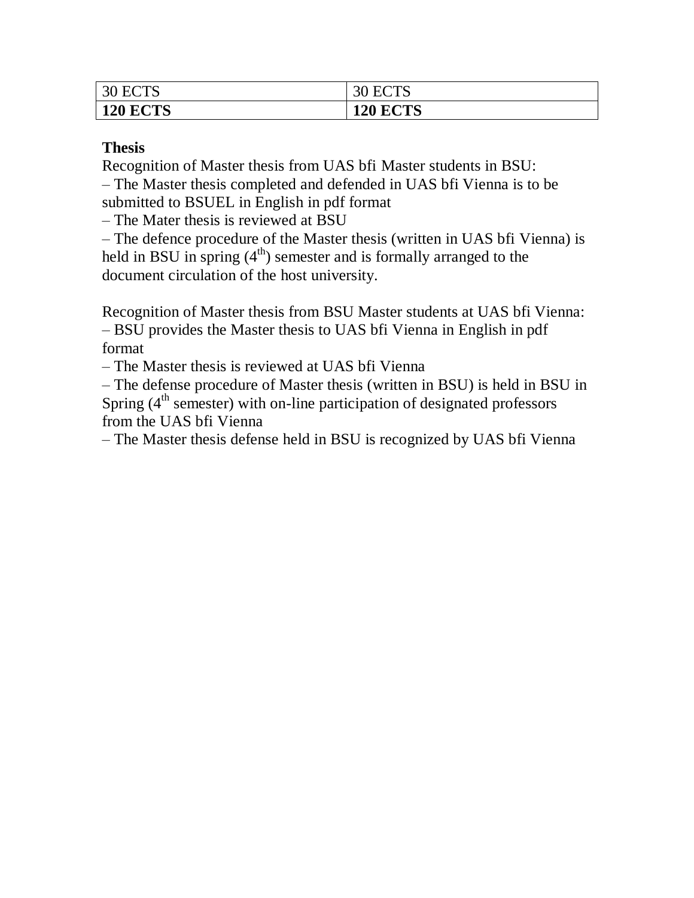| | |
|---|---|
| 30 ECTS | 30 ECTS |
| **120 ECTS** | **120 ECTS** |

**Thesis**

Recognition of Master thesis from UAS bfi Master students in BSU:

– The Master thesis completed and defended in UAS bfi Vienna is to be submitted to BSUEL in English in pdf format

– The Mater thesis is reviewed at BSU

– The defence procedure of the Master thesis (written in UAS bfi Vienna) is held in BSU in spring ($4^{th}$) semester and is formally arranged to the document circulation of the host university.

Recognition of Master thesis from BSU Master students at UAS bfi Vienna:

– BSU provides the Master thesis to UAS bfi Vienna in English in pdf format

– The Master thesis is reviewed at UAS bfi Vienna

– The defense procedure of Master thesis (written in BSU) is held in BSU in Spring ($4^{th}$ semester) with on-line participation of designated professors from the UAS bfi Vienna

– The Master thesis defense held in BSU is recognized by UAS bfi Vienna